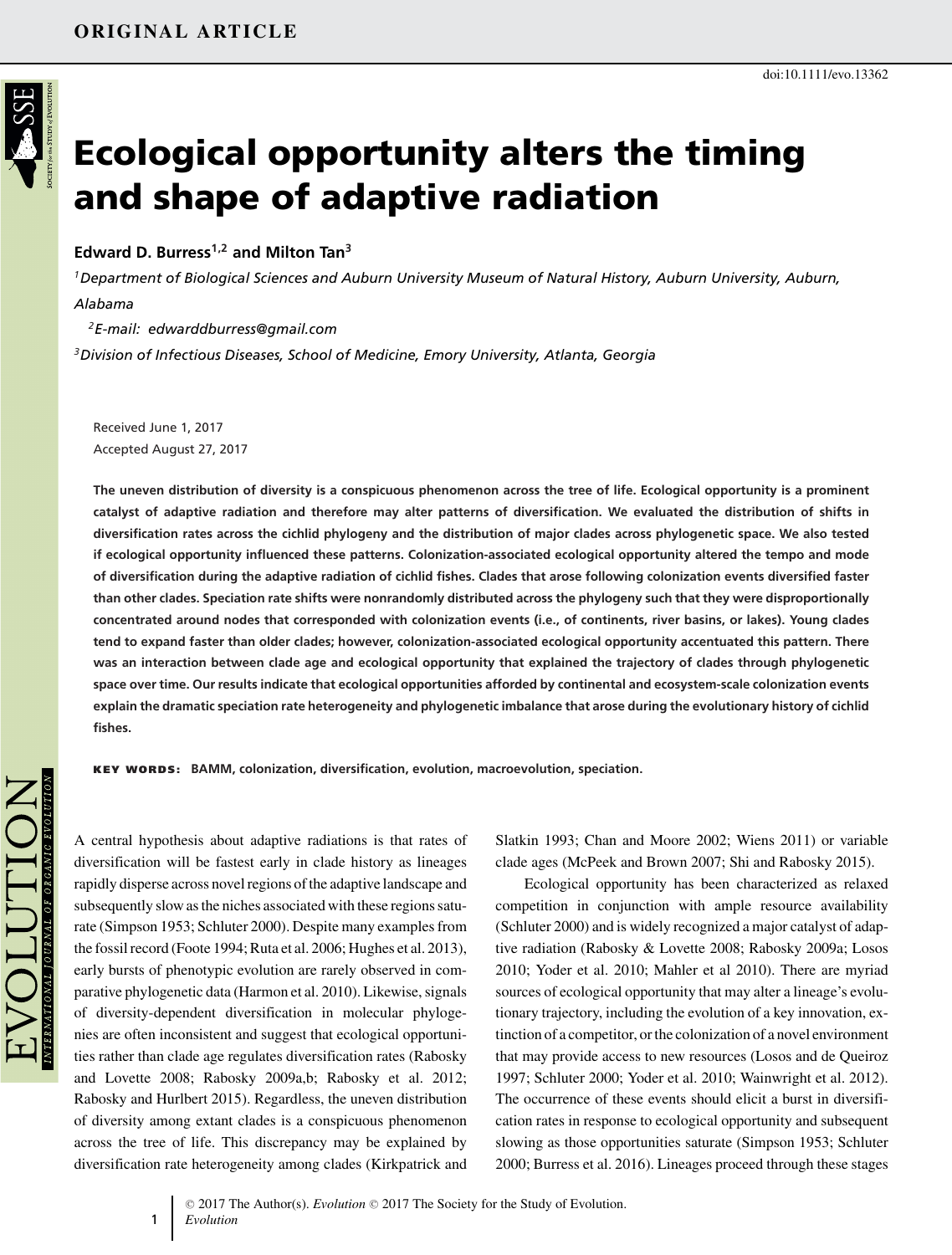ORIGINAL ARTICLE

doi:10.1111/evo.13362

# Ecological opportunity alters the timing and shape of adaptive radiation

**Edward D. Burress[1,2] and Milton Tan[3]**

[1]*Department of Biological Sciences and Auburn University Museum of Natural History, Auburn University, Auburn, Alabama*

[2]*E-mail: edwarddburress@gmail.com*

[3]*Division of Infectious Diseases, School of Medicine, Emory University, Atlanta, Georgia*

Received June 1, 2017
Accepted August 27, 2017

**The uneven distribution of diversity is a conspicuous phenomenon across the tree of life. Ecological opportunity is a prominent catalyst of adaptive radiation and therefore may alter patterns of diversification. We evaluated the distribution of shifts in diversification rates across the cichlid phylogeny and the distribution of major clades across phylogenetic space. We also tested if ecological opportunity influenced these patterns. Colonization-associated ecological opportunity altered the tempo and mode of diversification during the adaptive radiation of cichlid fishes. Clades that arose following colonization events diversified faster than other clades. Speciation rate shifts were nonrandomly distributed across the phylogeny such that they were disproportionally concentrated around nodes that corresponded with colonization events (i.e., of continents, river basins, or lakes). Young clades tend to expand faster than older clades; however, colonization-associated ecological opportunity accentuated this pattern. There was an interaction between clade age and ecological opportunity that explained the trajectory of clades through phylogenetic space over time. Our results indicate that ecological opportunities afforded by continental and ecosystem-scale colonization events explain the dramatic speciation rate heterogeneity and phylogenetic imbalance that arose during the evolutionary history of cichlid fishes.**

**KEY WORDS:** BAMM, colonization, diversification, evolution, macroevolution, speciation.

A central hypothesis about adaptive radiations is that rates of diversification will be fastest early in clade history as lineages rapidly disperse across novel regions of the adaptive landscape and subsequently slow as the niches associated with these regions saturate (Simpson 1953; Schluter 2000). Despite many examples from the fossil record (Foote 1994; Ruta et al. 2006; Hughes et al. 2013), early bursts of phenotypic evolution are rarely observed in comparative phylogenetic data (Harmon et al. 2010). Likewise, signals of diversity-dependent diversification in molecular phylogenies are often inconsistent and suggest that ecological opportunities rather than clade age regulates diversification rates (Rabosky and Lovette 2008; Rabosky 2009a,b; Rabosky et al. 2012; Rabosky and Hurlbert 2015). Regardless, the uneven distribution of diversity among extant clades is a conspicuous phenomenon across the tree of life. This discrepancy may be explained by diversification rate heterogeneity among clades (Kirkpatrick and Slatkin 1993; Chan and Moore 2002; Wiens 2011) or variable clade ages (McPeek and Brown 2007; Shi and Rabosky 2015).

Ecological opportunity has been characterized as relaxed competition in conjunction with ample resource availability (Schluter 2000) and is widely recognized a major catalyst of adaptive radiation (Rabosky & Lovette 2008; Rabosky 2009a; Losos 2010; Yoder et al. 2010; Mahler et al 2010). There are myriad sources of ecological opportunity that may alter a lineage's evolutionary trajectory, including the evolution of a key innovation, extinction of a competitor, or the colonization of a novel environment that may provide access to new resources (Losos and de Queiroz 1997; Schluter 2000; Yoder et al. 2010; Wainwright et al. 2012). The occurrence of these events should elicit a burst in diversification rates in response to ecological opportunity and subsequent slowing as those opportunities saturate (Simpson 1953; Schluter 2000; Burress et al. 2016). Lineages proceed through these stages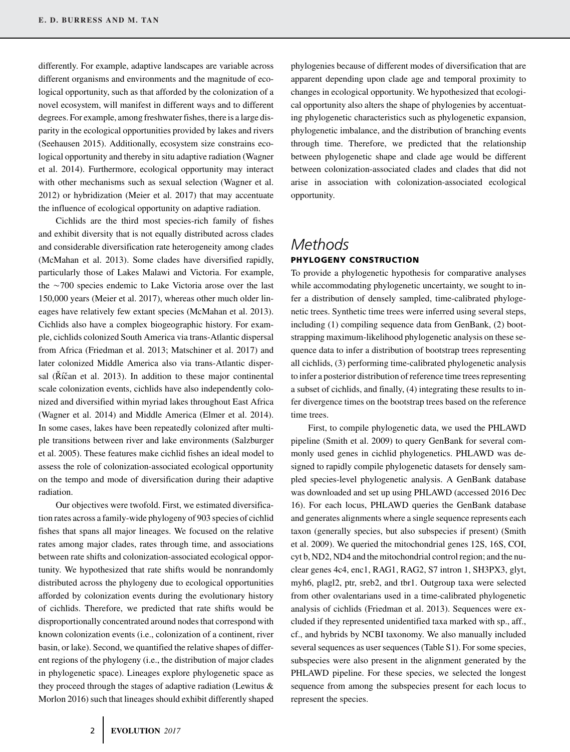differently. For example, adaptive landscapes are variable across different organisms and environments and the magnitude of ecological opportunity, such as that afforded by the colonization of a novel ecosystem, will manifest in different ways and to different degrees. For example, among freshwater fishes, there is a large disparity in the ecological opportunities provided by lakes and rivers (Seehausen 2015). Additionally, ecosystem size constrains ecological opportunity and thereby in situ adaptive radiation (Wagner et al. 2014). Furthermore, ecological opportunity may interact with other mechanisms such as sexual selection (Wagner et al. 2012) or hybridization (Meier et al. 2017) that may accentuate the influence of ecological opportunity on adaptive radiation.

Cichlids are the third most species-rich family of fishes and exhibit diversity that is not equally distributed across clades and considerable diversification rate heterogeneity among clades (McMahan et al. 2013). Some clades have diversified rapidly, particularly those of Lakes Malawi and Victoria. For example, the ~700 species endemic to Lake Victoria arose over the last 150,000 years (Meier et al. 2017), whereas other much older lineages have relatively few extant species (McMahan et al. 2013). Cichlids also have a complex biogeographic history. For example, cichlids colonized South America via trans-Atlantic dispersal from Africa (Friedman et al. 2013; Matschiner et al. 2017) and later colonized Middle America also via trans-Atlantic dispersal (Říčan et al. 2013). In addition to these major continental scale colonization events, cichlids have also independently colonized and diversified within myriad lakes throughout East Africa (Wagner et al. 2014) and Middle America (Elmer et al. 2014). In some cases, lakes have been repeatedly colonized after multiple transitions between river and lake environments (Salzburger et al. 2005). These features make cichlid fishes an ideal model to assess the role of colonization-associated ecological opportunity on the tempo and mode of diversification during their adaptive radiation.

Our objectives were twofold. First, we estimated diversification rates across a family-wide phylogeny of 903 species of cichlid fishes that spans all major lineages. We focused on the relative rates among major clades, rates through time, and associations between rate shifts and colonization-associated ecological opportunity. We hypothesized that rate shifts would be nonrandomly distributed across the phylogeny due to ecological opportunities afforded by colonization events during the evolutionary history of cichlids. Therefore, we predicted that rate shifts would be disproportionally concentrated around nodes that correspond with known colonization events (i.e., colonization of a continent, river basin, or lake). Second, we quantified the relative shapes of different regions of the phylogeny (i.e., the distribution of major clades in phylogenetic space). Lineages explore phylogenetic space as they proceed through the stages of adaptive radiation (Lewitus & Morlon 2016) such that lineages should exhibit differently shaped phylogenies because of different modes of diversification that are apparent depending upon clade age and temporal proximity to changes in ecological opportunity. We hypothesized that ecological opportunity also alters the shape of phylogenies by accentuating phylogenetic characteristics such as phylogenetic expansion, phylogenetic imbalance, and the distribution of branching events through time. Therefore, we predicted that the relationship between phylogenetic shape and clade age would be different between colonization-associated clades and clades that did not arise in association with colonization-associated ecological opportunity.

# *Methods*

## PHYLOGENY CONSTRUCTION

To provide a phylogenetic hypothesis for comparative analyses while accommodating phylogenetic uncertainty, we sought to infer a distribution of densely sampled, time-calibrated phylogenetic trees. Synthetic time trees were inferred using several steps, including (1) compiling sequence data from GenBank, (2) bootstrapping maximum-likelihood phylogenetic analysis on these sequence data to infer a distribution of bootstrap trees representing all cichlids, (3) performing time-calibrated phylogenetic analysis to infer a posterior distribution of reference time trees representing a subset of cichlids, and finally, (4) integrating these results to infer divergence times on the bootstrap trees based on the reference time trees.

First, to compile phylogenetic data, we used the PHLAWD pipeline (Smith et al. 2009) to query GenBank for several commonly used genes in cichlid phylogenetics. PHLAWD was designed to rapidly compile phylogenetic datasets for densely sampled species-level phylogenetic analysis. A GenBank database was downloaded and set up using PHLAWD (accessed 2016 Dec 16). For each locus, PHLAWD queries the GenBank database and generates alignments where a single sequence represents each taxon (generally species, but also subspecies if present) (Smith et al. 2009). We queried the mitochondrial genes 12S, 16S, COI, cyt b, ND2, ND4 and the mitochondrial control region; and the nuclear genes 4c4, enc1, RAG1, RAG2, S7 intron 1, SH3PX3, glyt, myh6, plagl2, ptr, sreb2, and tbr1. Outgroup taxa were selected from other ovalentarians used in a time-calibrated phylogenetic analysis of cichlids (Friedman et al. 2013). Sequences were excluded if they represented unidentified taxa marked with sp., aff., cf., and hybrids by NCBI taxonomy. We also manually included several sequences as user sequences (Table S1). For some species, subspecies were also present in the alignment generated by the PHLAWD pipeline. For these species, we selected the longest sequence from among the subspecies present for each locus to represent the species.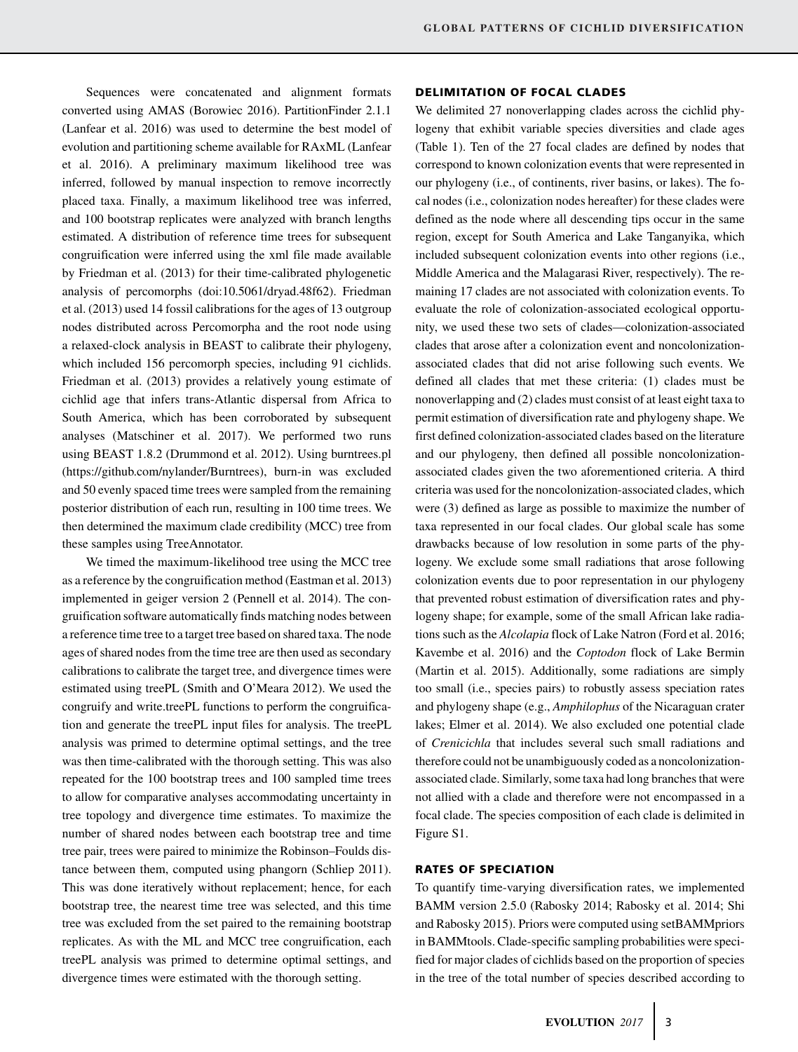Sequences were concatenated and alignment formats converted using AMAS (Borowiec 2016). PartitionFinder 2.1.1 (Lanfear et al. 2016) was used to determine the best model of evolution and partitioning scheme available for RAxML (Lanfear et al. 2016). A preliminary maximum likelihood tree was inferred, followed by manual inspection to remove incorrectly placed taxa. Finally, a maximum likelihood tree was inferred, and 100 bootstrap replicates were analyzed with branch lengths estimated. A distribution of reference time trees for subsequent congruification were inferred using the xml file made available by Friedman et al. (2013) for their time-calibrated phylogenetic analysis of percomorphs (doi:10.5061/dryad.48f62). Friedman et al. (2013) used 14 fossil calibrations for the ages of 13 outgroup nodes distributed across Percomorpha and the root node using a relaxed-clock analysis in BEAST to calibrate their phylogeny, which included 156 percomorph species, including 91 cichlids. Friedman et al. (2013) provides a relatively young estimate of cichlid age that infers trans-Atlantic dispersal from Africa to South America, which has been corroborated by subsequent analyses (Matschiner et al. 2017). We performed two runs using BEAST 1.8.2 (Drummond et al. 2012). Using burntrees.pl (https://github.com/nylander/Burntrees), burn-in was excluded and 50 evenly spaced time trees were sampled from the remaining posterior distribution of each run, resulting in 100 time trees. We then determined the maximum clade credibility (MCC) tree from these samples using TreeAnnotator.

We timed the maximum-likelihood tree using the MCC tree as a reference by the congruification method (Eastman et al. 2013) implemented in geiger version 2 (Pennell et al. 2014). The congruification software automatically finds matching nodes between a reference time tree to a target tree based on shared taxa. The node ages of shared nodes from the time tree are then used as secondary calibrations to calibrate the target tree, and divergence times were estimated using treePL (Smith and O'Meara 2012). We used the congruify and write.treePL functions to perform the congruification and generate the treePL input files for analysis. The treePL analysis was primed to determine optimal settings, and the tree was then time-calibrated with the thorough setting. This was also repeated for the 100 bootstrap trees and 100 sampled time trees to allow for comparative analyses accommodating uncertainty in tree topology and divergence time estimates. To maximize the number of shared nodes between each bootstrap tree and time tree pair, trees were paired to minimize the Robinson–Foulds distance between them, computed using phangorn (Schliep 2011). This was done iteratively without replacement; hence, for each bootstrap tree, the nearest time tree was selected, and this time tree was excluded from the set paired to the remaining bootstrap replicates. As with the ML and MCC tree congruification, each treePL analysis was primed to determine optimal settings, and divergence times were estimated with the thorough setting.

## DELIMITATION OF FOCAL CLADES

We delimited 27 nonoverlapping clades across the cichlid phylogeny that exhibit variable species diversities and clade ages (Table 1). Ten of the 27 focal clades are defined by nodes that correspond to known colonization events that were represented in our phylogeny (i.e., of continents, river basins, or lakes). The focal nodes (i.e., colonization nodes hereafter) for these clades were defined as the node where all descending tips occur in the same region, except for South America and Lake Tanganyika, which included subsequent colonization events into other regions (i.e., Middle America and the Malagarasi River, respectively). The remaining 17 clades are not associated with colonization events. To evaluate the role of colonization-associated ecological opportunity, we used these two sets of clades—colonization-associated clades that arose after a colonization event and noncolonization-associated clades that did not arise following such events. We defined all clades that met these criteria: (1) clades must be nonoverlapping and (2) clades must consist of at least eight taxa to permit estimation of diversification rate and phylogeny shape. We first defined colonization-associated clades based on the literature and our phylogeny, then defined all possible noncolonization-associated clades given the two aforementioned criteria. A third criteria was used for the noncolonization-associated clades, which were (3) defined as large as possible to maximize the number of taxa represented in our focal clades. Our global scale has some drawbacks because of low resolution in some parts of the phylogeny. We exclude some small radiations that arose following colonization events due to poor representation in our phylogeny that prevented robust estimation of diversification rates and phylogeny shape; for example, some of the small African lake radiations such as the *Alcolapia* flock of Lake Natron (Ford et al. 2016; Kavembe et al. 2016) and the *Coptodon* flock of Lake Bermin (Martin et al. 2015). Additionally, some radiations are simply too small (i.e., species pairs) to robustly assess speciation rates and phylogeny shape (e.g., *Amphilophus* of the Nicaraguan crater lakes; Elmer et al. 2014). We also excluded one potential clade of *Crenicichla* that includes several such small radiations and therefore could not be unambiguously coded as a noncolonization-associated clade. Similarly, some taxa had long branches that were not allied with a clade and therefore were not encompassed in a focal clade. The species composition of each clade is delimited in Figure S1.

## RATES OF SPECIATION

To quantify time-varying diversification rates, we implemented BAMM version 2.5.0 (Rabosky 2014; Rabosky et al. 2014; Shi and Rabosky 2015). Priors were computed using setBAMMpriors in BAMMtools. Clade-specific sampling probabilities were specified for major clades of cichlids based on the proportion of species in the tree of the total number of species described according to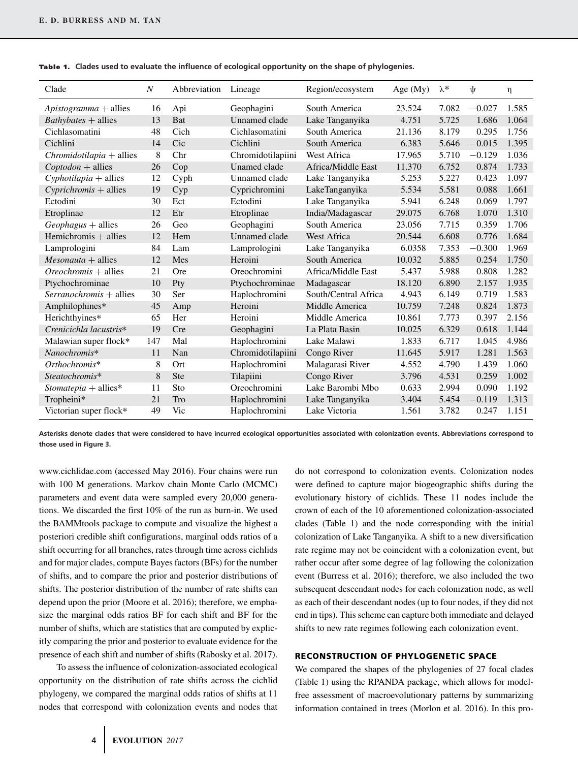**Table 1.** Clades used to evaluate the influence of ecological opportunity on the shape of phylogenies.

| Clade | $N$ | Abbreviation | Lineage | Region/ecosystem | Age (My) | $\lambda^*$ | $\psi$ | $\eta$ |
|---|---|---|---|---|---|---|---|---|
| *Apistogramma* + allies | 16 | Api | Geophagini | South America | 23.524 | 7.082 | −0.027 | 1.585 |
| *Bathybates* + allies | 13 | Bat | Unnamed clade | Lake Tanganyika | 4.751 | 5.725 | 1.686 | 1.064 |
| Cichlasomatini | 48 | Cich | Cichlasomatini | South America | 21.136 | 8.179 | 0.295 | 1.756 |
| Cichlini | 14 | Cic | Cichlini | South America | 6.383 | 5.646 | −0.015 | 1.395 |
| *Chromidotilapia* + allies | 8 | Chr | Chromidotilapiini | West Africa | 17.965 | 5.710 | −0.129 | 1.036 |
| *Coptodon* + allies | 26 | Cop | Unamed clade | Africa/Middle East | 11.370 | 6.752 | 0.874 | 1.733 |
| *Cyphotilapia* + allies | 12 | Cyph | Unnamed clade | Lake Tanganyika | 5.253 | 5.227 | 0.423 | 1.097 |
| *Cyprichromis* + allies | 19 | Cyp | Cyprichromini | LakeTanganyika | 5.534 | 5.581 | 0.088 | 1.661 |
| Ectodini | 30 | Ect | Ectodini | Lake Tanganyika | 5.941 | 6.248 | 0.069 | 1.797 |
| Etroplinae | 12 | Etr | Etroplinae | India/Madagascar | 29.075 | 6.768 | 1.070 | 1.310 |
| *Geophagus* + allies | 26 | Geo | Geophagini | South America | 23.056 | 7.715 | 0.359 | 1.706 |
| Hemichromis + allies | 12 | Hem | Unnamed clade | West Africa | 20.544 | 6.608 | 0.776 | 1.684 |
| Lamprologini | 84 | Lam | Lamprologini | Lake Tanganyika | 6.0358 | 7.353 | −0.300 | 1.969 |
| *Mesonauta* + allies | 12 | Mes | Heroini | South America | 10.032 | 5.885 | 0.254 | 1.750 |
| *Oreochromis* + allies | 21 | Ore | Oreochromini | Africa/Middle East | 5.437 | 5.988 | 0.808 | 1.282 |
| Ptychochrominae | 10 | Pty | Ptychochrominae | Madagascar | 18.120 | 6.890 | 2.157 | 1.935 |
| *Serranochromis* + allies | 30 | Ser | Haplochromini | South/Central Africa | 4.943 | 6.149 | 0.719 | 1.583 |
| Amphilophines* | 45 | Amp | Heroini | Middle America | 10.759 | 7.248 | 0.824 | 1.873 |
| Herichthyines* | 65 | Her | Heroini | Middle America | 10.861 | 7.773 | 0.397 | 2.156 |
| *Crenicichla lacustris** | 19 | Cre | Geophagini | La Plata Basin | 10.025 | 6.329 | 0.618 | 1.144 |
| Malawian super flock* | 147 | Mal | Haplochromini | Lake Malawi | 1.833 | 6.717 | 1.045 | 4.986 |
| *Nanochromis** | 11 | Nan | Chromidotilapiini | Congo River | 11.645 | 5.917 | 1.281 | 1.563 |
| *Orthochromis** | 8 | Ort | Haplochromini | Malagarasi River | 4.552 | 4.790 | 1.439 | 1.060 |
| *Steatochromis** | 8 | Ste | Tilapiini | Congo River | 3.796 | 4.531 | 0.259 | 1.002 |
| *Stomatepia* + allies* | 11 | Sto | Oreochromini | Lake Barombi Mbo | 0.633 | 2.994 | 0.090 | 1.192 |
| Tropheini* | 21 | Tro | Haplochromini | Lake Tanganyika | 3.404 | 5.454 | −0.119 | 1.313 |
| Victorian super flock* | 49 | Vic | Haplochromini | Lake Victoria | 1.561 | 3.782 | 0.247 | 1.151 |

Asterisks denote clades that were considered to have incurred ecological opportunities associated with colonization events. Abbreviations correspond to those used in Figure 3.

www.cichlidae.com (accessed May 2016). Four chains were run with 100 M generations. Markov chain Monte Carlo (MCMC) parameters and event data were sampled every 20,000 generations. We discarded the first 10% of the run as burn-in. We used the BAMMtools package to compute and visualize the highest a posteriori credible shift configurations, marginal odds ratios of a shift occurring for all branches, rates through time across cichlids and for major clades, compute Bayes factors (BFs) for the number of shifts, and to compare the prior and posterior distributions of shifts. The posterior distribution of the number of rate shifts can depend upon the prior (Moore et al. 2016); therefore, we emphasize the marginal odds ratios BF for each shift and BF for the number of shifts, which are statistics that are computed by explicitly comparing the prior and posterior to evaluate evidence for the presence of each shift and number of shifts (Rabosky et al. 2017).

To assess the influence of colonization-associated ecological opportunity on the distribution of rate shifts across the cichlid phylogeny, we compared the marginal odds ratios of shifts at 11 nodes that correspond with colonization events and nodes that do not correspond to colonization events. Colonization nodes were defined to capture major biogeographic shifts during the evolutionary history of cichlids. These 11 nodes include the crown of each of the 10 aforementioned colonization-associated clades (Table 1) and the node corresponding with the initial colonization of Lake Tanganyika. A shift to a new diversification rate regime may not be coincident with a colonization event, but rather occur after some degree of lag following the colonization event (Burress et al. 2016); therefore, we also included the two subsequent descendant nodes for each colonization node, as well as each of their descendant nodes (up to four nodes, if they did not end in tips). This scheme can capture both immediate and delayed shifts to new rate regimes following each colonization event.

## RECONSTRUCTION OF PHYLOGENETIC SPACE

We compared the shapes of the phylogenies of 27 focal clades (Table 1) using the RPANDA package, which allows for model-free assessment of macroevolutionary patterns by summarizing information contained in trees (Morlon et al. 2016). In this pro-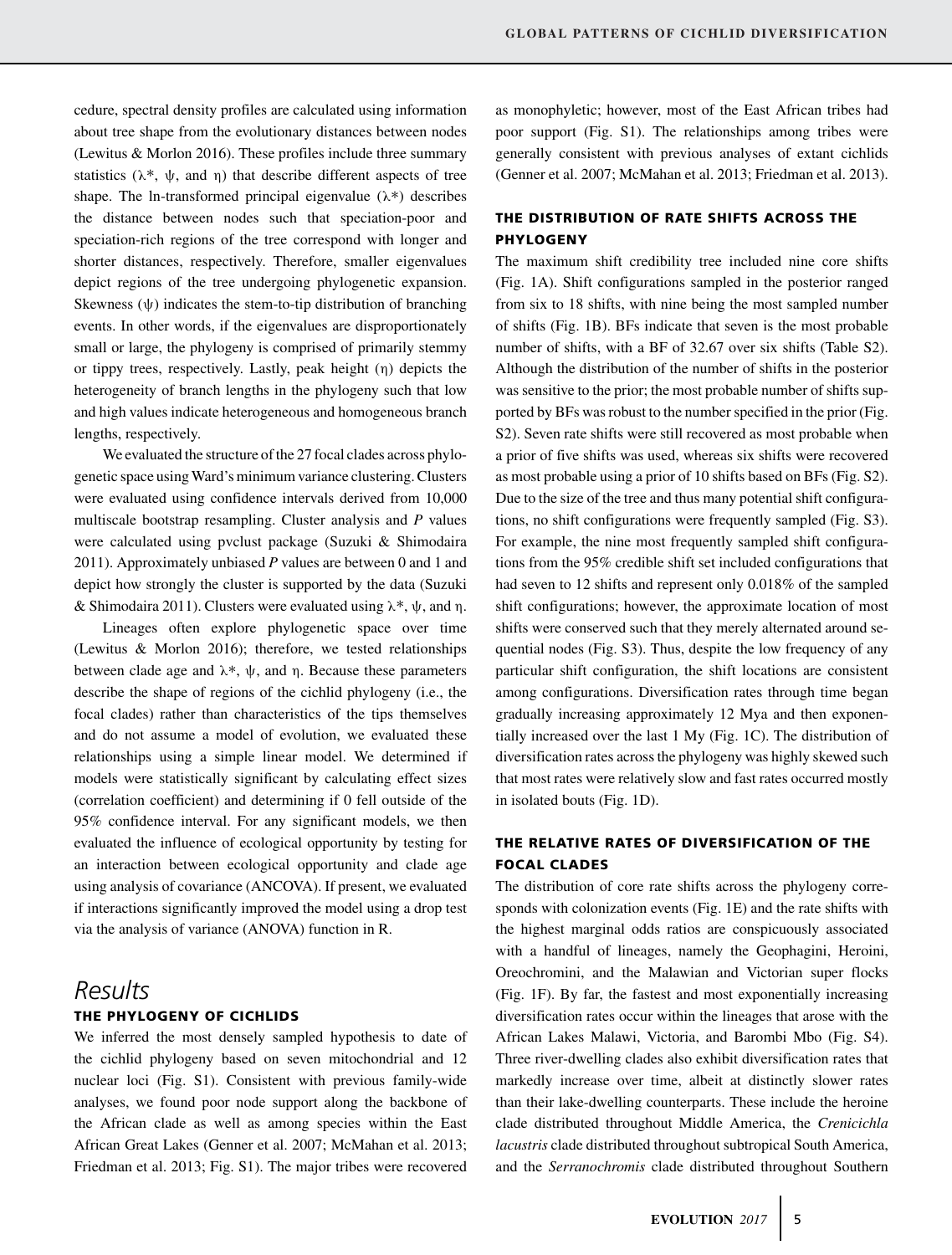cedure, spectral density profiles are calculated using information about tree shape from the evolutionary distances between nodes (Lewitus & Morlon 2016). These profiles include three summary statistics ($\lambda^*$, $\psi$, and $\eta$) that describe different aspects of tree shape. The ln-transformed principal eigenvalue ($\lambda^*$) describes the distance between nodes such that speciation-poor and speciation-rich regions of the tree correspond with longer and shorter distances, respectively. Therefore, smaller eigenvalues depict regions of the tree undergoing phylogenetic expansion. Skewness ($\psi$) indicates the stem-to-tip distribution of branching events. In other words, if the eigenvalues are disproportionately small or large, the phylogeny is comprised of primarily stemmy or tippy trees, respectively. Lastly, peak height ($\eta$) depicts the heterogeneity of branch lengths in the phylogeny such that low and high values indicate heterogeneous and homogeneous branch lengths, respectively.

We evaluated the structure of the 27 focal clades across phylogenetic space using Ward's minimum variance clustering. Clusters were evaluated using confidence intervals derived from 10,000 multiscale bootstrap resampling. Cluster analysis and *P* values were calculated using pvclust package (Suzuki & Shimodaira 2011). Approximately unbiased *P* values are between 0 and 1 and depict how strongly the cluster is supported by the data (Suzuki & Shimodaira 2011). Clusters were evaluated using $\lambda^*$, $\psi$, and $\eta$.

Lineages often explore phylogenetic space over time (Lewitus & Morlon 2016); therefore, we tested relationships between clade age and $\lambda^*$, $\psi$, and $\eta$. Because these parameters describe the shape of regions of the cichlid phylogeny (i.e., the focal clades) rather than characteristics of the tips themselves and do not assume a model of evolution, we evaluated these relationships using a simple linear model. We determined if models were statistically significant by calculating effect sizes (correlation coefficient) and determining if 0 fell outside of the 95% confidence interval. For any significant models, we then evaluated the influence of ecological opportunity by testing for an interaction between ecological opportunity and clade age using analysis of covariance (ANCOVA). If present, we evaluated if interactions significantly improved the model using a drop test via the analysis of variance (ANOVA) function in R.

# Results

## THE PHYLOGENY OF CICHLIDS

We inferred the most densely sampled hypothesis to date of the cichlid phylogeny based on seven mitochondrial and 12 nuclear loci (Fig. S1). Consistent with previous family-wide analyses, we found poor node support along the backbone of the African clade as well as among species within the East African Great Lakes (Genner et al. 2007; McMahan et al. 2013; Friedman et al. 2013; Fig. S1). The major tribes were recovered as monophyletic; however, most of the East African tribes had poor support (Fig. S1). The relationships among tribes were generally consistent with previous analyses of extant cichlids (Genner et al. 2007; McMahan et al. 2013; Friedman et al. 2013).

## THE DISTRIBUTION OF RATE SHIFTS ACROSS THE PHYLOGENY

The maximum shift credibility tree included nine core shifts (Fig. 1A). Shift configurations sampled in the posterior ranged from six to 18 shifts, with nine being the most sampled number of shifts (Fig. 1B). BFs indicate that seven is the most probable number of shifts, with a BF of 32.67 over six shifts (Table S2). Although the distribution of the number of shifts in the posterior was sensitive to the prior; the most probable number of shifts supported by BFs was robust to the number specified in the prior (Fig. S2). Seven rate shifts were still recovered as most probable when a prior of five shifts was used, whereas six shifts were recovered as most probable using a prior of 10 shifts based on BFs (Fig. S2). Due to the size of the tree and thus many potential shift configurations, no shift configurations were frequently sampled (Fig. S3). For example, the nine most frequently sampled shift configurations from the 95% credible shift set included configurations that had seven to 12 shifts and represent only 0.018% of the sampled shift configurations; however, the approximate location of most shifts were conserved such that they merely alternated around sequential nodes (Fig. S3). Thus, despite the low frequency of any particular shift configuration, the shift locations are consistent among configurations. Diversification rates through time began gradually increasing approximately 12 Mya and then exponentially increased over the last 1 My (Fig. 1C). The distribution of diversification rates across the phylogeny was highly skewed such that most rates were relatively slow and fast rates occurred mostly in isolated bouts (Fig. 1D).

## THE RELATIVE RATES OF DIVERSIFICATION OF THE FOCAL CLADES

The distribution of core rate shifts across the phylogeny corresponds with colonization events (Fig. 1E) and the rate shifts with the highest marginal odds ratios are conspicuously associated with a handful of lineages, namely the Geophagini, Heroini, Oreochromini, and the Malawian and Victorian super flocks (Fig. 1F). By far, the fastest and most exponentially increasing diversification rates occur within the lineages that arose with the African Lakes Malawi, Victoria, and Barombi Mbo (Fig. S4). Three river-dwelling clades also exhibit diversification rates that markedly increase over time, albeit at distinctly slower rates than their lake-dwelling counterparts. These include the heroine clade distributed throughout Middle America, the *Crenicichla lacustris* clade distributed throughout subtropical South America, and the *Serranochromis* clade distributed throughout Southern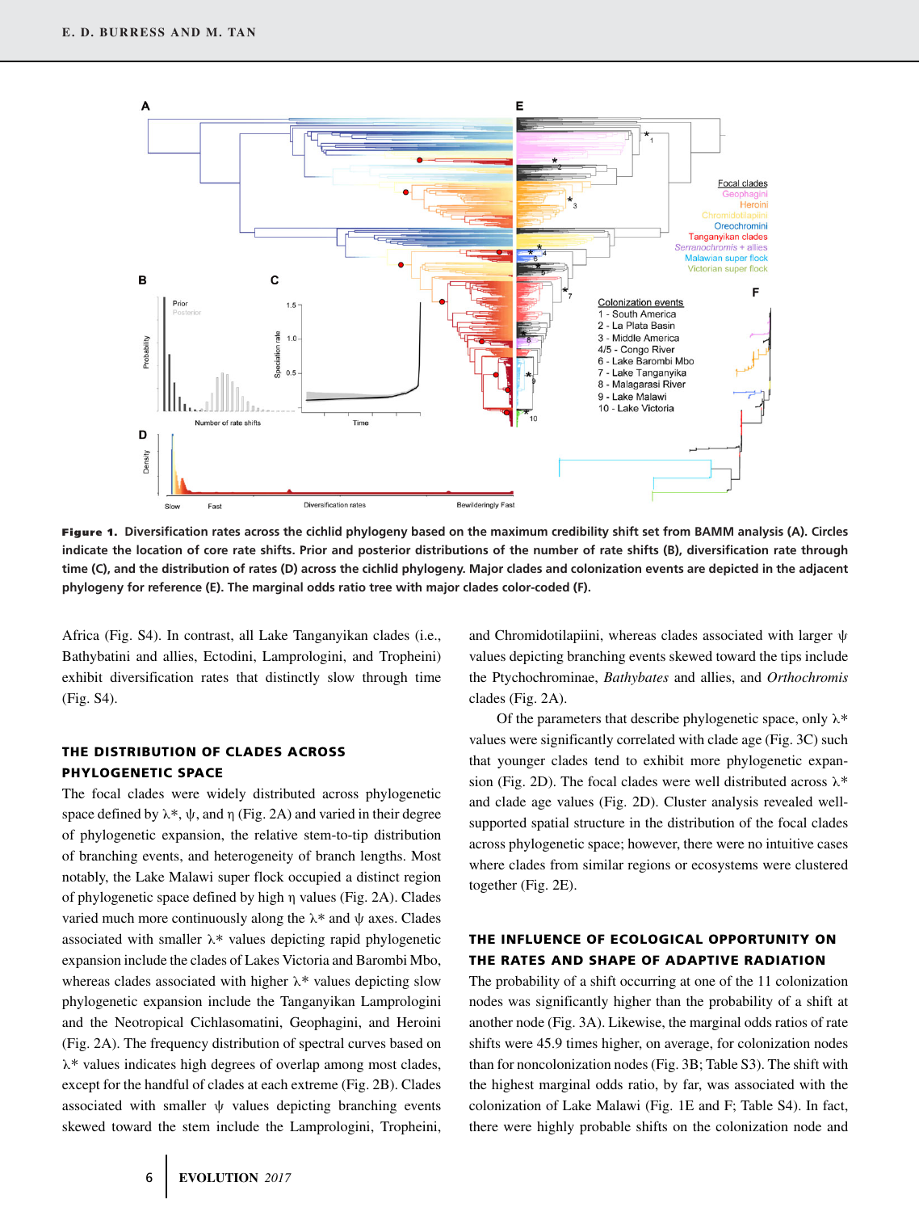**Figure 1.** Diversification rates across the cichlid phylogeny based on the maximum credibility shift set from BAMM analysis (A). Circles indicate the location of core rate shifts. Prior and posterior distributions of the number of rate shifts (B), diversification rate through time (C), and the distribution of rates (D) across the cichlid phylogeny. Major clades and colonization events are depicted in the adjacent phylogeny for reference (E). The marginal odds ratio tree with major clades color-coded (F).

Africa (Fig. S4). In contrast, all Lake Tanganyikan clades (i.e., Bathybatini and allies, Ectodini, Lamprologini, and Tropheini) exhibit diversification rates that distinctly slow through time (Fig. S4).

## THE DISTRIBUTION OF CLADES ACROSS PHYLOGENETIC SPACE

The focal clades were widely distributed across phylogenetic space defined by $\lambda^*$, $\psi$, and $\eta$ (Fig. 2A) and varied in their degree of phylogenetic expansion, the relative stem-to-tip distribution of branching events, and heterogeneity of branch lengths. Most notably, the Lake Malawi super flock occupied a distinct region of phylogenetic space defined by high $\eta$ values (Fig. 2A). Clades varied much more continuously along the $\lambda^*$ and $\psi$ axes. Clades associated with smaller $\lambda^*$ values depicting rapid phylogenetic expansion include the clades of Lakes Victoria and Barombi Mbo, whereas clades associated with higher $\lambda^*$ values depicting slow phylogenetic expansion include the Tanganyikan Lamprologini and the Neotropical Cichlasomatini, Geophagini, and Heroini (Fig. 2A). The frequency distribution of spectral curves based on $\lambda^*$ values indicates high degrees of overlap among most clades, except for the handful of clades at each extreme (Fig. 2B). Clades associated with smaller $\psi$ values depicting branching events skewed toward the stem include the Lamprologini, Tropheini, and Chromidotilapiini, whereas clades associated with larger $\psi$ values depicting branching events skewed toward the tips include the Ptychochrominae, *Bathybates* and allies, and *Orthochromis* clades (Fig. 2A).

Of the parameters that describe phylogenetic space, only $\lambda^*$ values were significantly correlated with clade age (Fig. 3C) such that younger clades tend to exhibit more phylogenetic expansion (Fig. 2D). The focal clades were well distributed across $\lambda^*$ and clade age values (Fig. 2D). Cluster analysis revealed well-supported spatial structure in the distribution of the focal clades across phylogenetic space; however, there were no intuitive cases where clades from similar regions or ecosystems were clustered together (Fig. 2E).

## THE INFLUENCE OF ECOLOGICAL OPPORTUNITY ON THE RATES AND SHAPE OF ADAPTIVE RADIATION

The probability of a shift occurring at one of the 11 colonization nodes was significantly higher than the probability of a shift at another node (Fig. 3A). Likewise, the marginal odds ratios of rate shifts were 45.9 times higher, on average, for colonization nodes than for noncolonization nodes (Fig. 3B; Table S3). The shift with the highest marginal odds ratio, by far, was associated with the colonization of Lake Malawi (Fig. 1E and F; Table S4). In fact, there were highly probable shifts on the colonization node and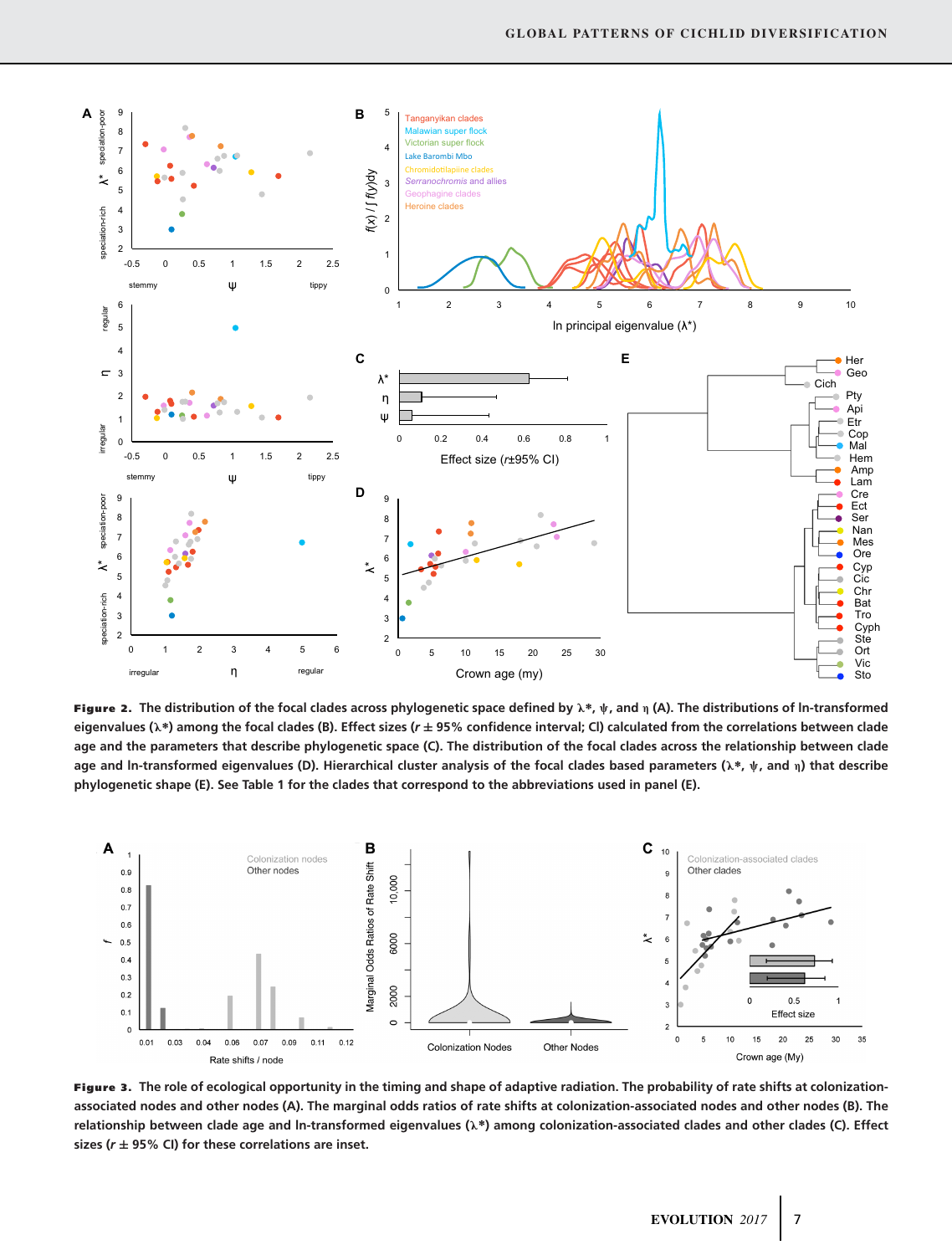**Figure 2.** The distribution of the focal clades across phylogenetic space defined by $\lambda^*$, $\psi$, and $\eta$ (A). The distributions of ln-transformed eigenvalues ($\lambda^*$) among the focal clades (B). Effect sizes ($r \pm 95\%$ confidence interval; CI) calculated from the correlations between clade age and the parameters that describe phylogenetic space (C). The distribution of the focal clades across the relationship between clade age and ln-transformed eigenvalues (D). Hierarchical cluster analysis of the focal clades based parameters ($\lambda^*$, $\psi$, and $\eta$) that describe phylogenetic shape (E). See Table 1 for the clades that correspond to the abbreviations used in panel (E).

**Figure 3.** The role of ecological opportunity in the timing and shape of adaptive radiation. The probability of rate shifts at colonization-associated nodes and other nodes (A). The marginal odds ratios of rate shifts at colonization-associated nodes and other nodes (B). The relationship between clade age and ln-transformed eigenvalues ($\lambda^*$) among colonization-associated clades and other clades (C). Effect sizes ($r \pm 95\%$ CI) for these correlations are inset.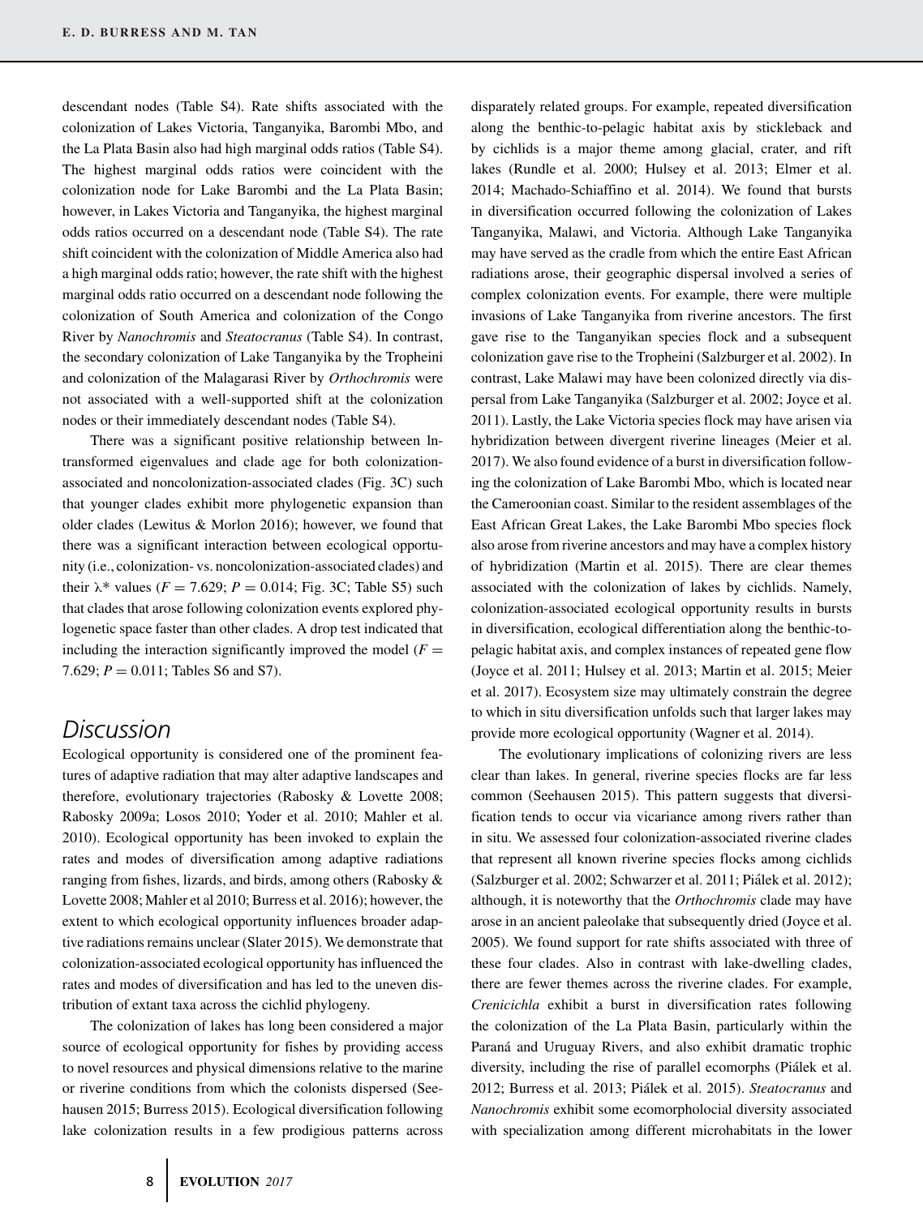descendant nodes (Table S4). Rate shifts associated with the colonization of Lakes Victoria, Tanganyika, Barombi Mbo, and the La Plata Basin also had high marginal odds ratios (Table S4). The highest marginal odds ratios were coincident with the colonization node for Lake Barombi and the La Plata Basin; however, in Lakes Victoria and Tanganyika, the highest marginal odds ratios occurred on a descendant node (Table S4). The rate shift coincident with the colonization of Middle America also had a high marginal odds ratio; however, the rate shift with the highest marginal odds ratio occurred on a descendant node following the colonization of South America and colonization of the Congo River by *Nanochromis* and *Steatocranus* (Table S4). In contrast, the secondary colonization of Lake Tanganyika by the Tropheini and colonization of the Malagarasi River by *Orthochromis* were not associated with a well-supported shift at the colonization nodes or their immediately descendant nodes (Table S4).

There was a significant positive relationship between ln-transformed eigenvalues and clade age for both colonization-associated and noncolonization-associated clades (Fig. 3C) such that younger clades exhibit more phylogenetic expansion than older clades (Lewitus & Morlon 2016); however, we found that there was a significant interaction between ecological opportunity (i.e., colonization- vs. noncolonization-associated clades) and their $\lambda^*$ values ($F = 7.629$; $P = 0.014$; Fig. 3C; Table S5) such that clades that arose following colonization events explored phylogenetic space faster than other clades. A drop test indicated that including the interaction significantly improved the model ($F = 7.629$; $P = 0.011$; Tables S6 and S7).

## Discussion

Ecological opportunity is considered one of the prominent features of adaptive radiation that may alter adaptive landscapes and therefore, evolutionary trajectories (Rabosky & Lovette 2008; Rabosky 2009a; Losos 2010; Yoder et al. 2010; Mahler et al. 2010). Ecological opportunity has been invoked to explain the rates and modes of diversification among adaptive radiations ranging from fishes, lizards, and birds, among others (Rabosky & Lovette 2008; Mahler et al 2010; Burress et al. 2016); however, the extent to which ecological opportunity influences broader adaptive radiations remains unclear (Slater 2015). We demonstrate that colonization-associated ecological opportunity has influenced the rates and modes of diversification and has led to the uneven distribution of extant taxa across the cichlid phylogeny.

The colonization of lakes has long been considered a major source of ecological opportunity for fishes by providing access to novel resources and physical dimensions relative to the marine or riverine conditions from which the colonists dispersed (Seehausen 2015; Burress 2015). Ecological diversification following lake colonization results in a few prodigious patterns across disparately related groups. For example, repeated diversification along the benthic-to-pelagic habitat axis by stickleback and by cichlids is a major theme among glacial, crater, and rift lakes (Rundle et al. 2000; Hulsey et al. 2013; Elmer et al. 2014; Machado-Schiaffino et al. 2014). We found that bursts in diversification occurred following the colonization of Lakes Tanganyika, Malawi, and Victoria. Although Lake Tanganyika may have served as the cradle from which the entire East African radiations arose, their geographic dispersal involved a series of complex colonization events. For example, there were multiple invasions of Lake Tanganyika from riverine ancestors. The first gave rise to the Tanganyikan species flock and a subsequent colonization gave rise to the Tropheini (Salzburger et al. 2002). In contrast, Lake Malawi may have been colonized directly via dispersal from Lake Tanganyika (Salzburger et al. 2002; Joyce et al. 2011). Lastly, the Lake Victoria species flock may have arisen via hybridization between divergent riverine lineages (Meier et al. 2017). We also found evidence of a burst in diversification following the colonization of Lake Barombi Mbo, which is located near the Cameroonian coast. Similar to the resident assemblages of the East African Great Lakes, the Lake Barombi Mbo species flock also arose from riverine ancestors and may have a complex history of hybridization (Martin et al. 2015). There are clear themes associated with the colonization of lakes by cichlids. Namely, colonization-associated ecological opportunity results in bursts in diversification, ecological differentiation along the benthic-to-pelagic habitat axis, and complex instances of repeated gene flow (Joyce et al. 2011; Hulsey et al. 2013; Martin et al. 2015; Meier et al. 2017). Ecosystem size may ultimately constrain the degree to which in situ diversification unfolds such that larger lakes may provide more ecological opportunity (Wagner et al. 2014).

The evolutionary implications of colonizing rivers are less clear than lakes. In general, riverine species flocks are far less common (Seehausen 2015). This pattern suggests that diversification tends to occur via vicariance among rivers rather than in situ. We assessed four colonization-associated riverine clades that represent all known riverine species flocks among cichlids (Salzburger et al. 2002; Schwarzer et al. 2011; Piálek et al. 2012); although, it is noteworthy that the *Orthochromis* clade may have arose in an ancient paleolake that subsequently dried (Joyce et al. 2005). We found support for rate shifts associated with three of these four clades. Also in contrast with lake-dwelling clades, there are fewer themes across the riverine clades. For example, *Crenicichla* exhibit a burst in diversification rates following the colonization of the La Plata Basin, particularly within the Paraná and Uruguay Rivers, and also exhibit dramatic trophic diversity, including the rise of parallel ecomorphs (Piálek et al. 2012; Burress et al. 2013; Piálek et al. 2015). *Steatocranus* and *Nanochromis* exhibit some ecomorphocial diversity associated with specialization among different microhabitats in the lower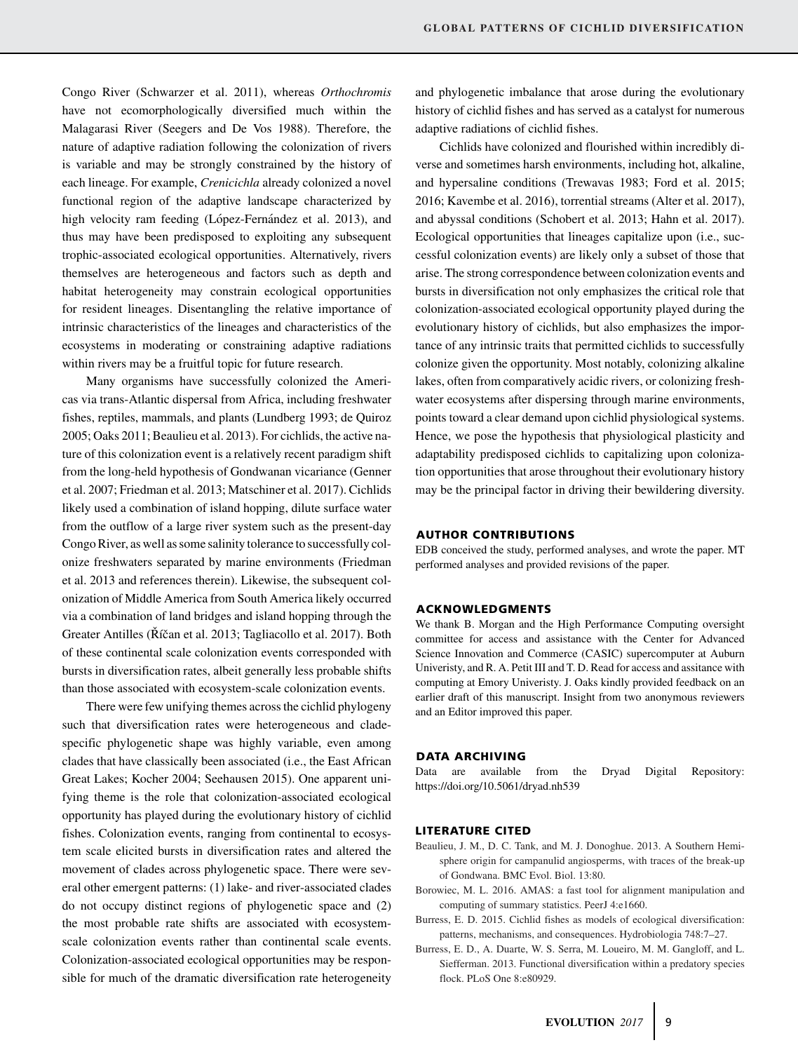Congo River (Schwarzer et al. 2011), whereas *Orthochromis* have not ecomorphologically diversified much within the Malagarasi River (Seegers and De Vos 1988). Therefore, the nature of adaptive radiation following the colonization of rivers is variable and may be strongly constrained by the history of each lineage. For example, *Crenicichla* already colonized a novel functional region of the adaptive landscape characterized by high velocity ram feeding (López-Fernández et al. 2013), and thus may have been predisposed to exploiting any subsequent trophic-associated ecological opportunities. Alternatively, rivers themselves are heterogeneous and factors such as depth and habitat heterogeneity may constrain ecological opportunities for resident lineages. Disentangling the relative importance of intrinsic characteristics of the lineages and characteristics of the ecosystems in moderating or constraining adaptive radiations within rivers may be a fruitful topic for future research.

Many organisms have successfully colonized the Americas via trans-Atlantic dispersal from Africa, including freshwater fishes, reptiles, mammals, and plants (Lundberg 1993; de Quiroz 2005; Oaks 2011; Beaulieu et al. 2013). For cichlids, the active nature of this colonization event is a relatively recent paradigm shift from the long-held hypothesis of Gondwanan vicariance (Genner et al. 2007; Friedman et al. 2013; Matschiner et al. 2017). Cichlids likely used a combination of island hopping, dilute surface water from the outflow of a large river system such as the present-day Congo River, as well as some salinity tolerance to successfully colonize freshwaters separated by marine environments (Friedman et al. 2013 and references therein). Likewise, the subsequent colonization of Middle America from South America likely occurred via a combination of land bridges and island hopping through the Greater Antilles (Říčan et al. 2013; Tagliacollo et al. 2017). Both of these continental scale colonization events corresponded with bursts in diversification rates, albeit generally less probable shifts than those associated with ecosystem-scale colonization events.

There were few unifying themes across the cichlid phylogeny such that diversification rates were heterogeneous and clade-specific phylogenetic shape was highly variable, even among clades that have classically been associated (i.e., the East African Great Lakes; Kocher 2004; Seehausen 2015). One apparent unifying theme is the role that colonization-associated ecological opportunity has played during the evolutionary history of cichlid fishes. Colonization events, ranging from continental to ecosystem scale elicited bursts in diversification rates and altered the movement of clades across phylogenetic space. There were several other emergent patterns: (1) lake- and river-associated clades do not occupy distinct regions of phylogenetic space and (2) the most probable rate shifts are associated with ecosystem-scale colonization events rather than continental scale events. Colonization-associated ecological opportunities may be responsible for much of the dramatic diversification rate heterogeneity and phylogenetic imbalance that arose during the evolutionary history of cichlid fishes and has served as a catalyst for numerous adaptive radiations of cichlid fishes.

Cichlids have colonized and flourished within incredibly diverse and sometimes harsh environments, including hot, alkaline, and hypersaline conditions (Trewavas 1983; Ford et al. 2015; 2016; Kavembe et al. 2016), torrential streams (Alter et al. 2017), and abyssal conditions (Schobert et al. 2013; Hahn et al. 2017). Ecological opportunities that lineages capitalize upon (i.e., successful colonization events) are likely only a subset of those that arise. The strong correspondence between colonization events and bursts in diversification not only emphasizes the critical role that colonization-associated ecological opportunity played during the evolutionary history of cichlids, but also emphasizes the importance of any intrinsic traits that permitted cichlids to successfully colonize given the opportunity. Most notably, colonizing alkaline lakes, often from comparatively acidic rivers, or colonizing freshwater ecosystems after dispersing through marine environments, points toward a clear demand upon cichlid physiological systems. Hence, we pose the hypothesis that physiological plasticity and adaptability predisposed cichlids to capitalizing upon colonization opportunities that arose throughout their evolutionary history may be the principal factor in driving their bewildering diversity.

## AUTHOR CONTRIBUTIONS

EDB conceived the study, performed analyses, and wrote the paper. MT performed analyses and provided revisions of the paper.

## ACKNOWLEDGMENTS

We thank B. Morgan and the High Performance Computing oversight committee for access and assistance with the Center for Advanced Science Innovation and Commerce (CASIC) supercomputer at Auburn Univeristy, and R. A. Petit III and T. D. Read for access and assitance with computing at Emory Univeristy. J. Oaks kindly provided feedback on an earlier draft of this manuscript. Insight from two anonymous reviewers and an Editor improved this paper.

## DATA ARCHIVING

Data are available from the Dryad Digital Repository: https://doi.org/10.5061/dryad.nh539

## LITERATURE CITED

Beaulieu, J. M., D. C. Tank, and M. J. Donoghue. 2013. A Southern Hemisphere origin for campanulid angiosperms, with traces of the break-up of Gondwana. BMC Evol. Biol. 13:80.

Borowiec, M. L. 2016. AMAS: a fast tool for alignment manipulation and computing of summary statistics. PeerJ 4:e1660.

Burress, E. D. 2015. Cichlid fishes as models of ecological diversification: patterns, mechanisms, and consequences. Hydrobiologia 748:7–27.

Burress, E. D., A. Duarte, W. S. Serra, M. Loueiro, M. M. Gangloff, and L. Siefferman. 2013. Functional diversification within a predatory species flock. PLoS One 8:e80929.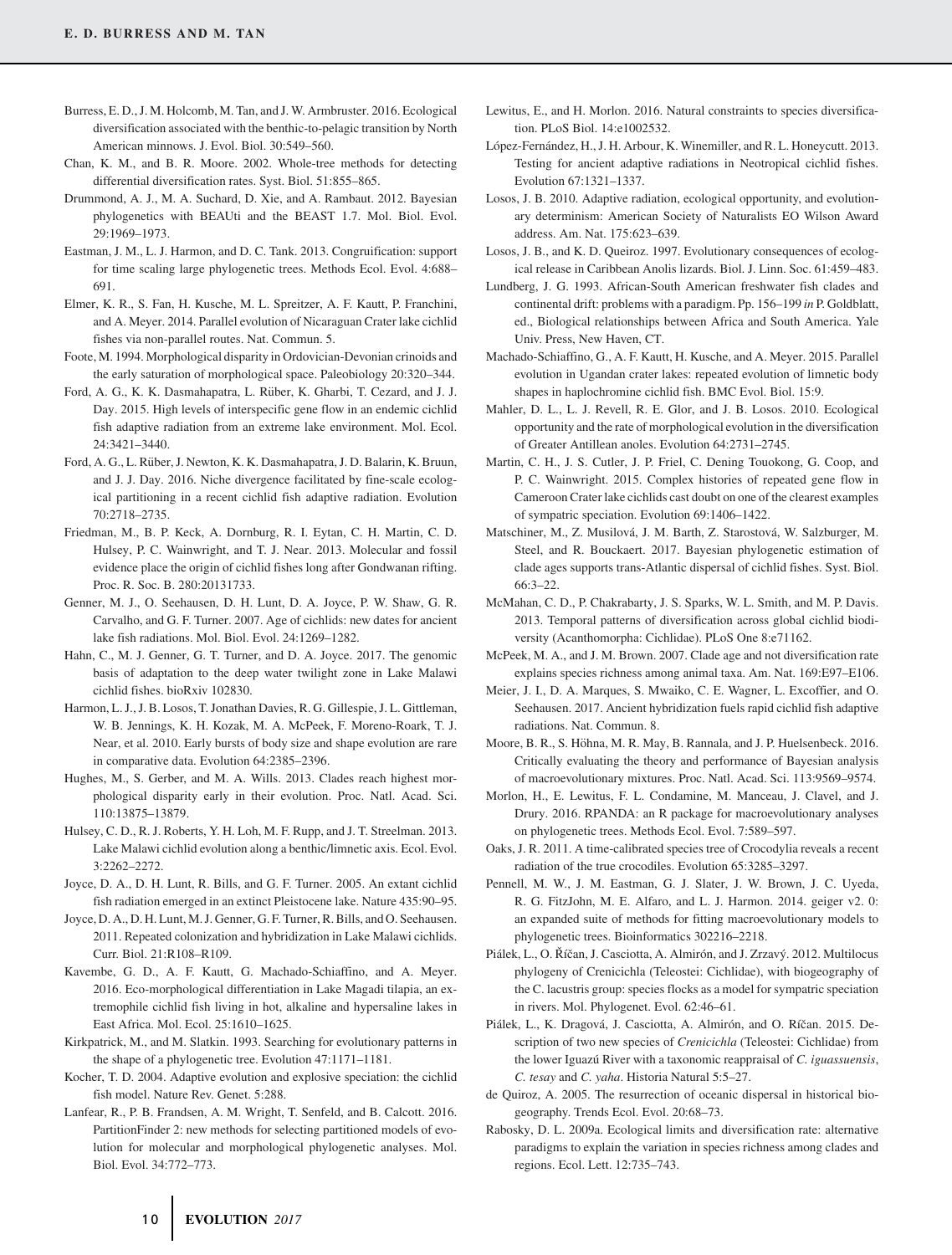Burress, E. D., J. M. Holcomb, M. Tan, and J. W. Armbruster. 2016. Ecological diversification associated with the benthic-to-pelagic transition by North American minnows. J. Evol. Biol. 30:549–560.

Chan, K. M., and B. R. Moore. 2002. Whole-tree methods for detecting differential diversification rates. Syst. Biol. 51:855–865.

Drummond, A. J., M. A. Suchard, D. Xie, and A. Rambaut. 2012. Bayesian phylogenetics with BEAUti and the BEAST 1.7. Mol. Biol. Evol. 29:1969–1973.

Eastman, J. M., L. J. Harmon, and D. C. Tank. 2013. Congruification: support for time scaling large phylogenetic trees. Methods Ecol. Evol. 4:688–691.

Elmer, K. R., S. Fan, H. Kusche, M. L. Spreitzer, A. F. Kautt, P. Franchini, and A. Meyer. 2014. Parallel evolution of Nicaraguan Crater lake cichlid fishes via non-parallel routes. Nat. Commun. 5.

Foote, M. 1994. Morphological disparity in Ordovician-Devonian crinoids and the early saturation of morphological space. Paleobiology 20:320–344.

Ford, A. G., K. K. Dasmahapatra, L. Rüber, K. Gharbi, T. Cezard, and J. J. Day. 2015. High levels of interspecific gene flow in an endemic cichlid fish adaptive radiation from an extreme lake environment. Mol. Ecol. 24:3421–3440.

Ford, A. G., L. Rüber, J. Newton, K. K. Dasmahapatra, J. D. Balarin, K. Bruun, and J. J. Day. 2016. Niche divergence facilitated by fine-scale ecological partitioning in a recent cichlid fish adaptive radiation. Evolution 70:2718–2735.

Friedman, M., B. P. Keck, A. Dornburg, R. I. Eytan, C. H. Martin, C. D. Hulsey, P. C. Wainwright, and T. J. Near. 2013. Molecular and fossil evidence place the origin of cichlid fishes long after Gondwanan rifting. Proc. R. Soc. B. 280:20131733.

Genner, M. J., O. Seehausen, D. H. Lunt, D. A. Joyce, P. W. Shaw, G. R. Carvalho, and G. F. Turner. 2007. Age of cichlids: new dates for ancient lake fish radiations. Mol. Biol. Evol. 24:1269–1282.

Hahn, C., M. J. Genner, G. T. Turner, and D. A. Joyce. 2017. The genomic basis of adaptation to the deep water twilight zone in Lake Malawi cichlid fishes. bioRxiv 102830.

Harmon, L. J., J. B. Losos, T. Jonathan Davies, R. G. Gillespie, J. L. Gittleman, W. B. Jennings, K. H. Kozak, M. A. McPeek, F. Moreno-Roark, T. J. Near, et al. 2010. Early bursts of body size and shape evolution are rare in comparative data. Evolution 64:2385–2396.

Hughes, M., S. Gerber, and M. A. Wills. 2013. Clades reach highest morphological disparity early in their evolution. Proc. Natl. Acad. Sci. 110:13875–13879.

Hulsey, C. D., R. J. Roberts, Y. H. Loh, M. F. Rupp, and J. T. Streelman. 2013. Lake Malawi cichlid evolution along a benthic/limnetic axis. Ecol. Evol. 3:2262–2272.

Joyce, D. A., D. H. Lunt, R. Bills, and G. F. Turner. 2005. An extant cichlid fish radiation emerged in an extinct Pleistocene lake. Nature 435:90–95.

Joyce, D. A., D. H. Lunt, M. J. Genner, G. F. Turner, R. Bills, and O. Seehausen. 2011. Repeated colonization and hybridization in Lake Malawi cichlids. Curr. Biol. 21:R108–R109.

Kavembe, G. D., A. F. Kautt, G. Machado-Schiaffino, and A. Meyer. 2016. Eco-morphological differentiation in Lake Magadi tilapia, an extremophile cichlid fish living in hot, alkaline and hypersaline lakes in East Africa. Mol. Ecol. 25:1610–1625.

Kirkpatrick, M., and M. Slatkin. 1993. Searching for evolutionary patterns in the shape of a phylogenetic tree. Evolution 47:1171–1181.

Kocher, T. D. 2004. Adaptive evolution and explosive speciation: the cichlid fish model. Nature Rev. Genet. 5:288.

Lanfear, R., P. B. Frandsen, A. M. Wright, T. Senfeld, and B. Calcott. 2016. PartitionFinder 2: new methods for selecting partitioned models of evolution for molecular and morphological phylogenetic analyses. Mol. Biol. Evol. 34:772–773.

Lewitus, E., and H. Morlon. 2016. Natural constraints to species diversification. PLoS Biol. 14:e1002532.

López-Fernández, H., J. H. Arbour, K. Winemiller, and R. L. Honeycutt. 2013. Testing for ancient adaptive radiations in Neotropical cichlid fishes. Evolution 67:1321–1337.

Losos, J. B. 2010. Adaptive radiation, ecological opportunity, and evolutionary determinism: American Society of Naturalists EO Wilson Award address. Am. Nat. 175:623–639.

Losos, J. B., and K. D. Queiroz. 1997. Evolutionary consequences of ecological release in Caribbean Anolis lizards. Biol. J. Linn. Soc. 61:459–483.

Lundberg, J. G. 1993. African-South American freshwater fish clades and continental drift: problems with a paradigm. Pp. 156–199 *in* P. Goldblatt, ed., Biological relationships between Africa and South America. Yale Univ. Press, New Haven, CT.

Machado-Schiaffino, G., A. F. Kautt, H. Kusche, and A. Meyer. 2015. Parallel evolution in Ugandan crater lakes: repeated evolution of limnetic body shapes in haplochromine cichlid fish. BMC Evol. Biol. 15:9.

Mahler, D. L., L. J. Revell, R. E. Glor, and J. B. Losos. 2010. Ecological opportunity and the rate of morphological evolution in the diversification of Greater Antillean anoles. Evolution 64:2731–2745.

Martin, C. H., J. S. Cutler, J. P. Friel, C. Dening Touokong, G. Coop, and P. C. Wainwright. 2015. Complex histories of repeated gene flow in Cameroon Crater lake cichlids cast doubt on one of the clearest examples of sympatric speciation. Evolution 69:1406–1422.

Matschiner, M., Z. Musilová, J. M. Barth, Z. Starostová, W. Salzburger, M. Steel, and R. Bouckaert. 2017. Bayesian phylogenetic estimation of clade ages supports trans-Atlantic dispersal of cichlid fishes. Syst. Biol. 66:3–22.

McMahan, C. D., P. Chakrabarty, J. S. Sparks, W. L. Smith, and M. P. Davis. 2013. Temporal patterns of diversification across global cichlid biodiversity (Acanthomorpha: Cichlidae). PLoS One 8:e71162.

McPeek, M. A., and J. M. Brown. 2007. Clade age and not diversification rate explains species richness among animal taxa. Am. Nat. 169:E97–E106.

Meier, J. I., D. A. Marques, S. Mwaiko, C. E. Wagner, L. Excoffier, and O. Seehausen. 2017. Ancient hybridization fuels rapid cichlid fish adaptive radiations. Nat. Commun. 8.

Moore, B. R., S. Höhna, M. R. May, B. Rannala, and J. P. Huelsenbeck. 2016. Critically evaluating the theory and performance of Bayesian analysis of macroevolutionary mixtures. Proc. Natl. Acad. Sci. 113:9569–9574.

Morlon, H., E. Lewitus, F. L. Condamine, M. Manceau, J. Clavel, and J. Drury. 2016. RPANDA: an R package for macroevolutionary analyses on phylogenetic trees. Methods Ecol. Evol. 7:589–597.

Oaks, J. R. 2011. A time-calibrated species tree of Crocodylia reveals a recent radiation of the true crocodiles. Evolution 65:3285–3297.

Pennell, M. W., J. M. Eastman, G. J. Slater, J. W. Brown, J. C. Uyeda, R. G. FitzJohn, M. E. Alfaro, and L. J. Harmon. 2014. geiger v2. 0: an expanded suite of methods for fitting macroevolutionary models to phylogenetic trees. Bioinformatics 302216–2218.

Piálek, L., O. Říčan, J. Casciotta, A. Almirón, and J. Zrzavý. 2012. Multilocus phylogeny of Crenicichla (Teleostei: Cichlidae), with biogeography of the C. lacustris group: species flocks as a model for sympatric speciation in rivers. Mol. Phylogenet. Evol. 62:46–61.

Piálek, L., K. Dragová, J. Casciotta, A. Almirón, and O. Říčan. 2015. Description of two new species of *Crenicichla* (Teleostei: Cichlidae) from the lower Iguazú River with a taxonomic reappraisal of *C. iguassuensis*, *C. tesay* and *C. yaha*. Historia Natural 5:5–27.

de Quiroz, A. 2005. The resurrection of oceanic dispersal in historical biogeography. Trends Ecol. Evol. 20:68–73.

Rabosky, D. L. 2009a. Ecological limits and diversification rate: alternative paradigms to explain the variation in species richness among clades and regions. Ecol. Lett. 12:735–743.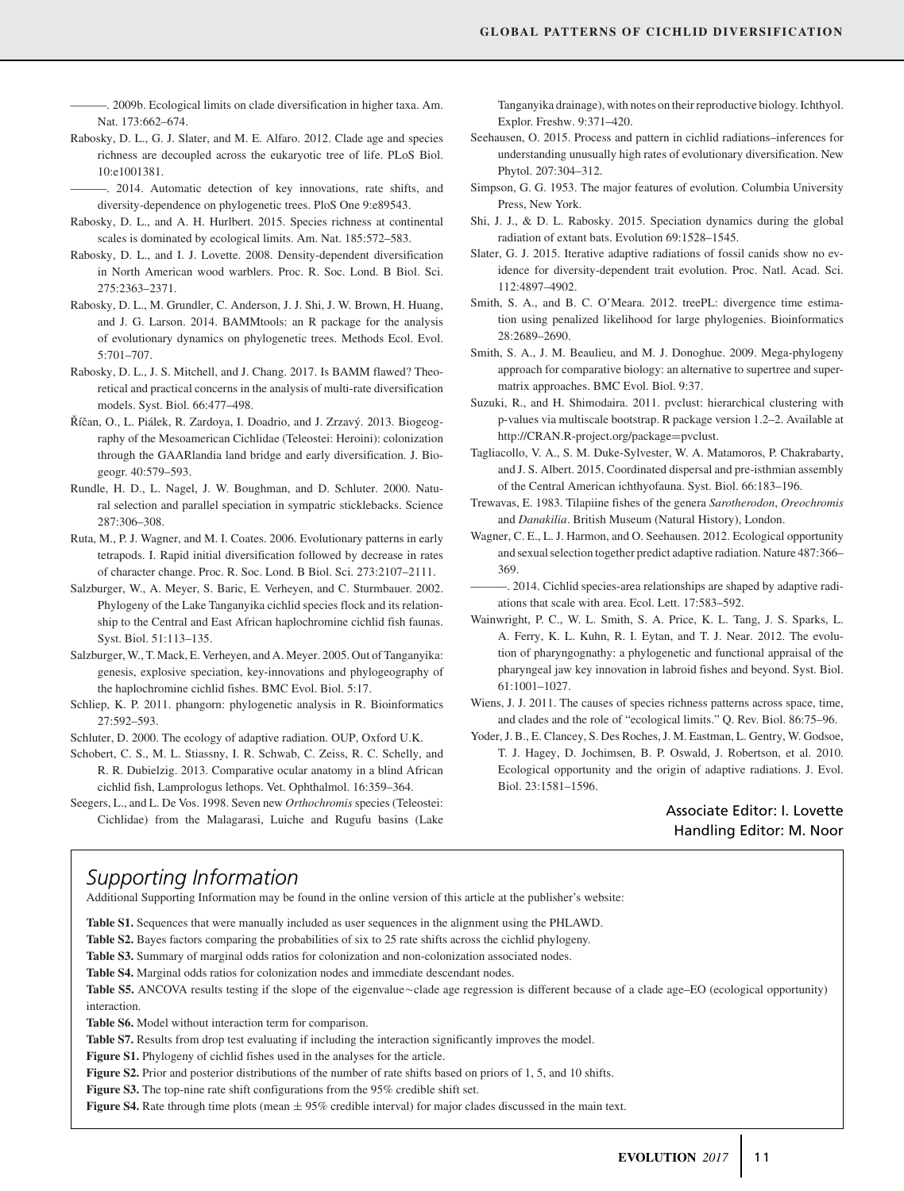———. 2009b. Ecological limits on clade diversification in higher taxa. Am. Nat. 173:662–674.

Rabosky, D. L., G. J. Slater, and M. E. Alfaro. 2012. Clade age and species richness are decoupled across the eukaryotic tree of life. PLoS Biol. 10:e1001381.

———. 2014. Automatic detection of key innovations, rate shifts, and diversity-dependence on phylogenetic trees. PloS One 9:e89543.

Rabosky, D. L., and A. H. Hurlbert. 2015. Species richness at continental scales is dominated by ecological limits. Am. Nat. 185:572–583.

Rabosky, D. L., and I. J. Lovette. 2008. Density-dependent diversification in North American wood warblers. Proc. R. Soc. Lond. B Biol. Sci. 275:2363–2371.

Rabosky, D. L., M. Grundler, C. Anderson, J. J. Shi, J. W. Brown, H. Huang, and J. G. Larson. 2014. BAMMtools: an R package for the analysis of evolutionary dynamics on phylogenetic trees. Methods Ecol. Evol. 5:701–707.

Rabosky, D. L., J. S. Mitchell, and J. Chang. 2017. Is BAMM flawed? Theoretical and practical concerns in the analysis of multi-rate diversification models. Syst. Biol. 66:477–498.

Říčan, O., L. Piálek, R. Zardoya, I. Doadrio, and J. Zrzavý. 2013. Biogeography of the Mesoamerican Cichlidae (Teleostei: Heroini): colonization through the GAARlandia land bridge and early diversification. J. Biogeogr. 40:579–593.

Rundle, H. D., L. Nagel, J. W. Boughman, and D. Schluter. 2000. Natural selection and parallel speciation in sympatric sticklebacks. Science 287:306–308.

Ruta, M., P. J. Wagner, and M. I. Coates. 2006. Evolutionary patterns in early tetrapods. I. Rapid initial diversification followed by decrease in rates of character change. Proc. R. Soc. Lond. B Biol. Sci. 273:2107–2111.

Salzburger, W., A. Meyer, S. Baric, E. Verheyen, and C. Sturmbauer. 2002. Phylogeny of the Lake Tanganyika cichlid species flock and its relationship to the Central and East African haplochromine cichlid fish faunas. Syst. Biol. 51:113–135.

Salzburger, W., T. Mack, E. Verheyen, and A. Meyer. 2005. Out of Tanganyika: genesis, explosive speciation, key-innovations and phylogeography of the haplochromine cichlid fishes. BMC Evol. Biol. 5:17.

Schliep, K. P. 2011. phangorn: phylogenetic analysis in R. Bioinformatics 27:592–593.

Schluter, D. 2000. The ecology of adaptive radiation. OUP, Oxford U.K.

Schobert, C. S., M. L. Stiassny, I. R. Schwab, C. Zeiss, R. C. Schelly, and R. R. Dubielzig. 2013. Comparative ocular anatomy in a blind African cichlid fish, Lamprologus lethops. Vet. Ophthalmol. 16:359–364.

Seegers, L., and L. De Vos. 1998. Seven new *Orthochromis* species (Teleostei: Cichlidae) from the Malagarasi, Luiche and Rugufu basins (Lake Tanganyika drainage), with notes on their reproductive biology. Ichthyol. Explor. Freshw. 9:371–420.

Seehausen, O. 2015. Process and pattern in cichlid radiations–inferences for understanding unusually high rates of evolutionary diversification. New Phytol. 207:304–312.

Simpson, G. G. 1953. The major features of evolution. Columbia University Press, New York.

Shi, J. J., & D. L. Rabosky. 2015. Speciation dynamics during the global radiation of extant bats. Evolution 69:1528–1545.

Slater, G. J. 2015. Iterative adaptive radiations of fossil canids show no evidence for diversity-dependent trait evolution. Proc. Natl. Acad. Sci. 112:4897–4902.

Smith, S. A., and B. C. O'Meara. 2012. treePL: divergence time estimation using penalized likelihood for large phylogenies. Bioinformatics 28:2689–2690.

Smith, S. A., J. M. Beaulieu, and M. J. Donoghue. 2009. Mega-phylogeny approach for comparative biology: an alternative to supertree and supermatrix approaches. BMC Evol. Biol. 9:37.

Suzuki, R., and H. Shimodaira. 2011. pvclust: hierarchical clustering with p-values via multiscale bootstrap. R package version 1.2–2. Available at http://CRAN.R-project.org/package=pvclust.

Tagliacollo, V. A., S. M. Duke-Sylvester, W. A. Matamoros, P. Chakrabarty, and J. S. Albert. 2015. Coordinated dispersal and pre-isthmian assembly of the Central American ichthyofauna. Syst. Biol. 66:183–196.

Trewavas, E. 1983. Tilapiine fishes of the genera *Sarotherodon*, *Oreochromis* and *Danakilia*. British Museum (Natural History), London.

Wagner, C. E., L. J. Harmon, and O. Seehausen. 2012. Ecological opportunity and sexual selection together predict adaptive radiation. Nature 487:366–369.

———. 2014. Cichlid species-area relationships are shaped by adaptive radiations that scale with area. Ecol. Lett. 17:583–592.

Wainwright, P. C., W. L. Smith, S. A. Price, K. L. Tang, J. S. Sparks, L. A. Ferry, K. L. Kuhn, R. I. Eytan, and T. J. Near. 2012. The evolution of pharyngognathy: a phylogenetic and functional appraisal of the pharyngeal jaw key innovation in labroid fishes and beyond. Syst. Biol. 61:1001–1027.

Wiens, J. J. 2011. The causes of species richness patterns across space, time, and clades and the role of "ecological limits." Q. Rev. Biol. 86:75–96.

Yoder, J. B., E. Clancey, S. Des Roches, J. M. Eastman, L. Gentry, W. Godsoe, T. J. Hagey, D. Jochimsen, B. P. Oswald, J. Robertson, et al. 2010. Ecological opportunity and the origin of adaptive radiations. J. Evol. Biol. 23:1581–1596.

Associate Editor: I. Lovette
Handling Editor: M. Noor

## *Supporting Information*

Additional Supporting Information may be found in the online version of this article at the publisher's website:

**Table S1.** Sequences that were manually included as user sequences in the alignment using the PHLAWD.

**Table S2.** Bayes factors comparing the probabilities of six to 25 rate shifts across the cichlid phylogeny.

**Table S3.** Summary of marginal odds ratios for colonization and non-colonization associated nodes.

**Table S4.** Marginal odds ratios for colonization nodes and immediate descendant nodes.

**Table S5.** ANCOVA results testing if the slope of the eigenvalue∼clade age regression is different because of a clade age–EO (ecological opportunity) interaction.

**Table S6.** Model without interaction term for comparison.

**Table S7.** Results from drop test evaluating if including the interaction significantly improves the model.

**Figure S1.** Phylogeny of cichlid fishes used in the analyses for the article.

**Figure S2.** Prior and posterior distributions of the number of rate shifts based on priors of 1, 5, and 10 shifts.

**Figure S3.** The top-nine rate shift configurations from the 95% credible shift set.

**Figure S4.** Rate through time plots (mean $\pm$ 95% credible interval) for major clades discussed in the main text.